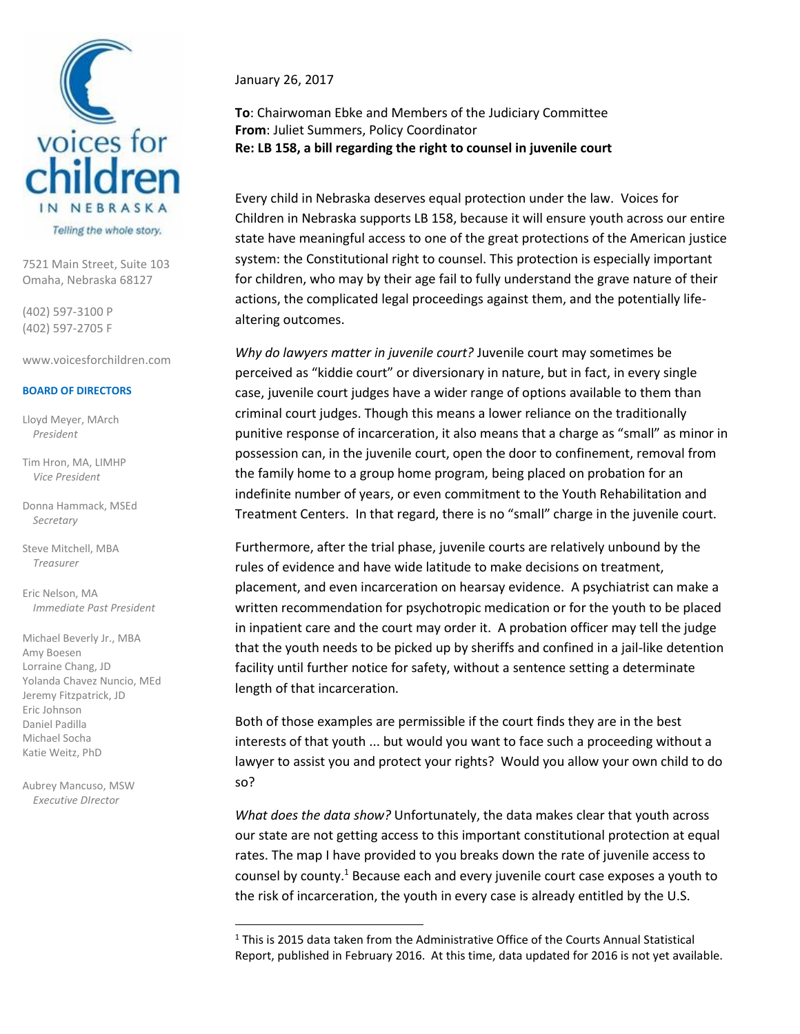voices for children IN NEBRASKA

*Telling the whole story.*

7521 Main Street, Suite 103
Omaha, Nebraska 68127

(402) 597-3100 P
(402) 597-2705 F

www.voicesforchildren.com

**BOARD OF DIRECTORS**

Lloyd Meyer, MArch
*President*

Tim Hron, MA, LIMHP
*Vice President*

Donna Hammack, MSEd
*Secretary*

Steve Mitchell, MBA
*Treasurer*

Eric Nelson, MA
*Immediate Past President*

Michael Beverly Jr., MBA
Amy Boesen
Lorraine Chang, JD
Yolanda Chavez Nuncio, MEd
Jeremy Fitzpatrick, JD
Eric Johnson
Daniel Padilla
Michael Socha
Katie Weitz, PhD

Aubrey Mancuso, MSW
*Executive DIrector*

January 26, 2017

**To**: Chairwoman Ebke and Members of the Judiciary Committee
**From**: Juliet Summers, Policy Coordinator
**Re: LB 158, a bill regarding the right to counsel in juvenile court**

Every child in Nebraska deserves equal protection under the law. Voices for Children in Nebraska supports LB 158, because it will ensure youth across our entire state have meaningful access to one of the great protections of the American justice system: the Constitutional right to counsel. This protection is especially important for children, who may by their age fail to fully understand the grave nature of their actions, the complicated legal proceedings against them, and the potentially life-altering outcomes.

*Why do lawyers matter in juvenile court?* Juvenile court may sometimes be perceived as "kiddie court" or diversionary in nature, but in fact, in every single case, juvenile court judges have a wider range of options available to them than criminal court judges. Though this means a lower reliance on the traditionally punitive response of incarceration, it also means that a charge as "small" as minor in possession can, in the juvenile court, open the door to confinement, removal from the family home to a group home program, being placed on probation for an indefinite number of years, or even commitment to the Youth Rehabilitation and Treatment Centers. In that regard, there is no "small" charge in the juvenile court.

Furthermore, after the trial phase, juvenile courts are relatively unbound by the rules of evidence and have wide latitude to make decisions on treatment, placement, and even incarceration on hearsay evidence. A psychiatrist can make a written recommendation for psychotropic medication or for the youth to be placed in inpatient care and the court may order it. A probation officer may tell the judge that the youth needs to be picked up by sheriffs and confined in a jail-like detention facility until further notice for safety, without a sentence setting a determinate length of that incarceration.

Both of those examples are permissible if the court finds they are in the best interests of that youth ... but would you want to face such a proceeding without a lawyer to assist you and protect your rights? Would you allow your own child to do so?

*What does the data show?* Unfortunately, the data makes clear that youth across our state are not getting access to this important constitutional protection at equal rates. The map I have provided to you breaks down the rate of juvenile access to counsel by county.[1] Because each and every juvenile court case exposes a youth to the risk of incarceration, the youth in every case is already entitled by the U.S.

[1] This is 2015 data taken from the Administrative Office of the Courts Annual Statistical Report, published in February 2016. At this time, data updated for 2016 is not yet available.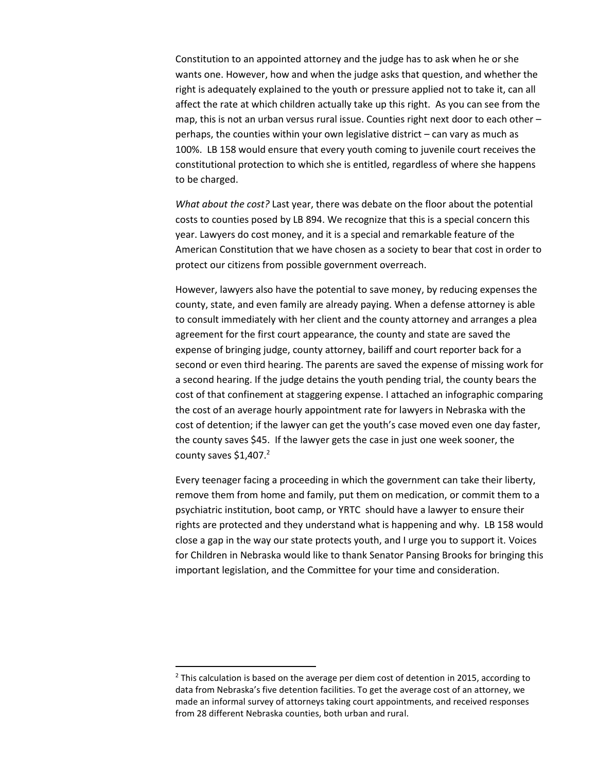Constitution to an appointed attorney and the judge has to ask when he or she wants one. However, how and when the judge asks that question, and whether the right is adequately explained to the youth or pressure applied not to take it, can all affect the rate at which children actually take up this right. As you can see from the map, this is not an urban versus rural issue. Counties right next door to each other – perhaps, the counties within your own legislative district – can vary as much as 100%. LB 158 would ensure that every youth coming to juvenile court receives the constitutional protection to which she is entitled, regardless of where she happens to be charged.

*What about the cost?* Last year, there was debate on the floor about the potential costs to counties posed by LB 894. We recognize that this is a special concern this year. Lawyers do cost money, and it is a special and remarkable feature of the American Constitution that we have chosen as a society to bear that cost in order to protect our citizens from possible government overreach.

However, lawyers also have the potential to save money, by reducing expenses the county, state, and even family are already paying. When a defense attorney is able to consult immediately with her client and the county attorney and arranges a plea agreement for the first court appearance, the county and state are saved the expense of bringing judge, county attorney, bailiff and court reporter back for a second or even third hearing. The parents are saved the expense of missing work for a second hearing. If the judge detains the youth pending trial, the county bears the cost of that confinement at staggering expense. I attached an infographic comparing the cost of an average hourly appointment rate for lawyers in Nebraska with the cost of detention; if the lawyer can get the youth's case moved even one day faster, the county saves $45. If the lawyer gets the case in just one week sooner, the county saves $1,407.[2]

Every teenager facing a proceeding in which the government can take their liberty, remove them from home and family, put them on medication, or commit them to a psychiatric institution, boot camp, or YRTC should have a lawyer to ensure their rights are protected and they understand what is happening and why. LB 158 would close a gap in the way our state protects youth, and I urge you to support it. Voices for Children in Nebraska would like to thank Senator Pansing Brooks for bringing this important legislation, and the Committee for your time and consideration.

[2] This calculation is based on the average per diem cost of detention in 2015, according to data from Nebraska's five detention facilities. To get the average cost of an attorney, we made an informal survey of attorneys taking court appointments, and received responses from 28 different Nebraska counties, both urban and rural.